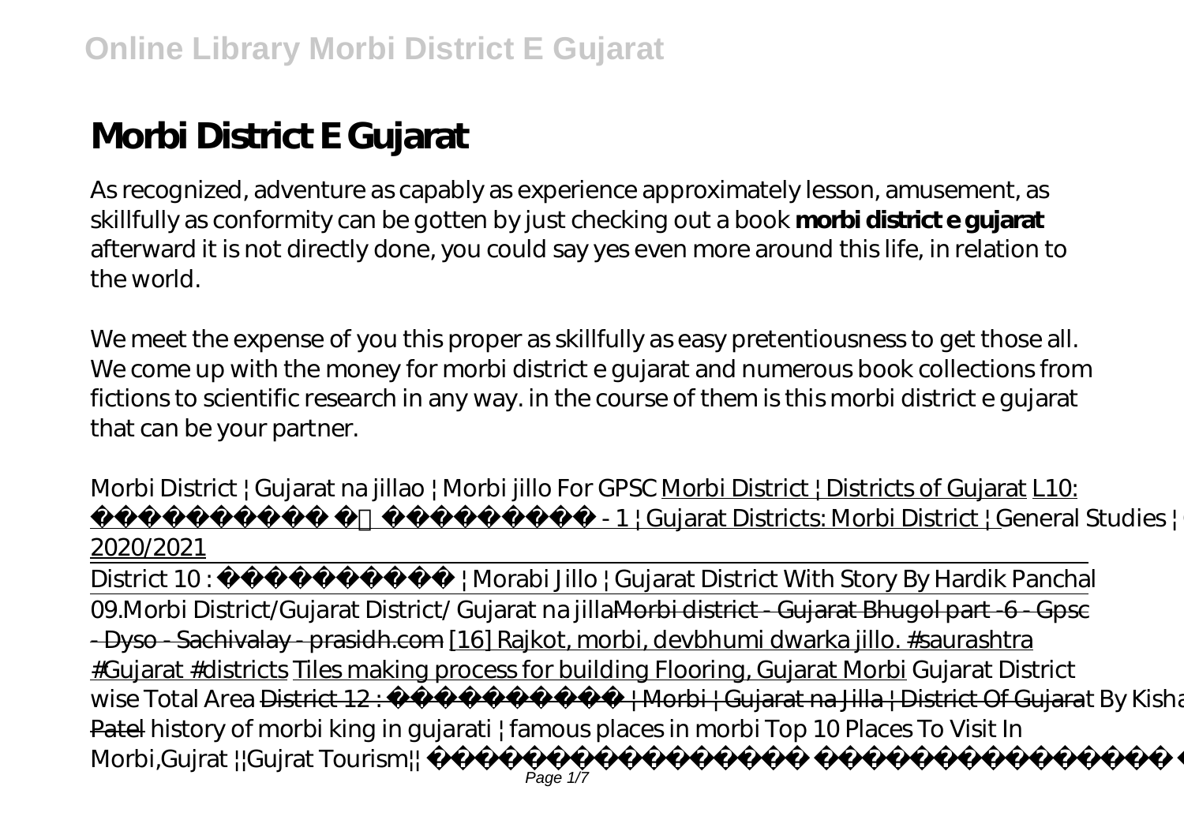# Morbi District E Gujarat

As recognized, adventure as capably as experience approximately lesson, amusement, as skillfully as conformity can be gotten by just checking out a book **morbi district e gujarat** afterward it is not directly done, you could say yes even more around this life, in relation to the world.

We meet the expense of you this proper as skillfully as easy pretentiousness to get those all. We come up with the money for morbi district e gujarat and numerous book collections from fictions to scientific research in any way. in the course of them is this morbi district e gujarat that can be your partner.

*Morbi District | Gujarat na jillao | Morbi jillo For GPSC* Morbi District | Districts of Gujarat L10: ગુજરાતના જિલ્લાઓ - 1 | Gujarat Districts: Morbi District | *General Studies |* 2020/2021

District 10 : મોરબી જિલ્લો | Morabi Jillo | Gujarat District With Story By Hardik Panchal

*09.Morbi District/Gujarat District/ Gujarat na jilla* ~~Morbi district - Gujarat Bhugol part -6 - Gpsc - Dyso - Sachivalay - prasidh.com~~ [16] Rajkot, morbi, devbhumi dwarka jillo. #saurashtra #Gujarat #districts Tiles making process for building Flooring, Gujarat Morbi *Gujarat District wise Total Area* ~~District 12 : મોરબી જિલ્લો | Morbi | Gujarat na Jilla | District Of Gujarat~~ *By Kishan* ~~Patel~~ *history of morbi king in gujarati | famous places in morbi* *Top 10 Places To Visit In Morbi,Gujrat ||Gujrat Tourism||*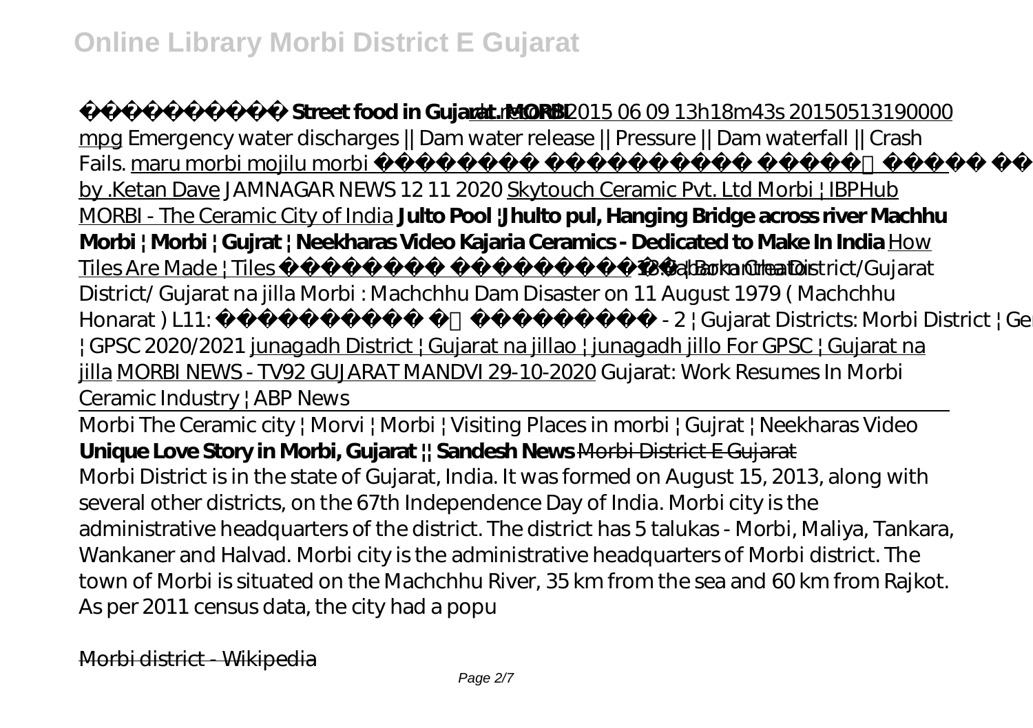**Street food in Gujarat. MORBI** vdr rec 2015 06 09 13h18m43s 20150513190000 mpg *Emergency water discharges || Dam water release || Pressure || Dam waterfall || Crash Fails.* maru morbi mojilu morbi by .Ketan Dave *JAMNAGAR NEWS 12 11 2020* Skytouch Ceramic Pvt. Ltd Morbi | IBPHub MORBI - The Ceramic City of India **Julto Pool |Jhulto pul, Hanging Bridge across river Machhu Morbi | Morbi | Gujrat | Neekharas Video** **Kajaria Ceramics - Dedicated to Make In India** How Tiles Are Made | Tiles | Barkat Creator *13.Sabarkantha District/Gujarat District/ Gujarat na jilla* *Morbi : Machchhu Dam Disaster on 11 August 1979 ( Machchhu Honarat )* *L11: - 2 | Gujarat Districts: Morbi District | GPSC 2020/2021* junagadh District | Gujarat na jillao | junagadh jillo For GPSC | Gujarat na jilla MORBI NEWS - TV92 GUJARAT MANDVI 29-10-2020 *Gujarat: Work Resumes In Morbi Ceramic Industry | ABP News*

Morbi The Ceramic city | Morvi | Morbi | Visiting Places in morbi | Gujrat | Neekharas Video
**Unique Love Story in Morbi, Gujarat || Sandesh News** Morbi District E Gujarat

Morbi District is in the state of Gujarat, India. It was formed on August 15, 2013, along with several other districts, on the 67th Independence Day of India. Morbi city is the administrative headquarters of the district. The district has 5 talukas - Morbi, Maliya, Tankara, Wankaner and Halvad. Morbi city is the administrative headquarters of Morbi district. The town of Morbi is situated on the Machchhu River, 35 km from the sea and 60 km from Rajkot. As per 2011 census data, the city had a popu

Morbi district - Wikipedia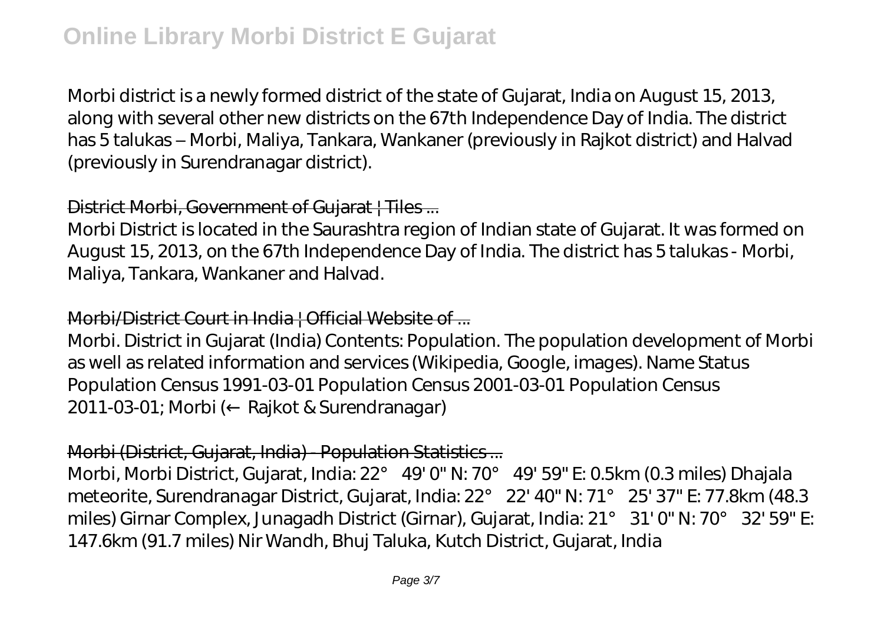Morbi district is a newly formed district of the state of Gujarat, India on August 15, 2013, along with several other new districts on the 67th Independence Day of India. The district has 5 talukas – Morbi, Maliya, Tankara, Wankaner (previously in Rajkot district) and Halvad (previously in Surendranagar district).

## District Morbi, Government of Gujarat | Tiles ...

Morbi District is located in the Saurashtra region of Indian state of Gujarat. It was formed on August 15, 2013, on the 67th Independence Day of India. The district has 5 talukas - Morbi, Maliya, Tankara, Wankaner and Halvad.

## Morbi/District Court in India | Official Website of ...

Morbi. District in Gujarat (India) Contents: Population. The population development of Morbi as well as related information and services (Wikipedia, Google, images). Name Status Population Census 1991-03-01 Population Census 2001-03-01 Population Census 2011-03-01; Morbi (← Rajkot & Surendranagar)

## Morbi (District, Gujarat, India) - Population Statistics ...

Morbi, Morbi District, Gujarat, India: 22° 49' 0" N: 70° 49' 59" E: 0.5km (0.3 miles) Dhajala meteorite, Surendranagar District, Gujarat, India: 22° 22' 40" N: 71° 25' 37" E: 77.8km (48.3 miles) Girnar Complex, Junagadh District (Girnar), Gujarat, India: 21° 31' 0" N: 70° 32' 59" E: 147.6km (91.7 miles) Nir Wandh, Bhuj Taluka, Kutch District, Gujarat, India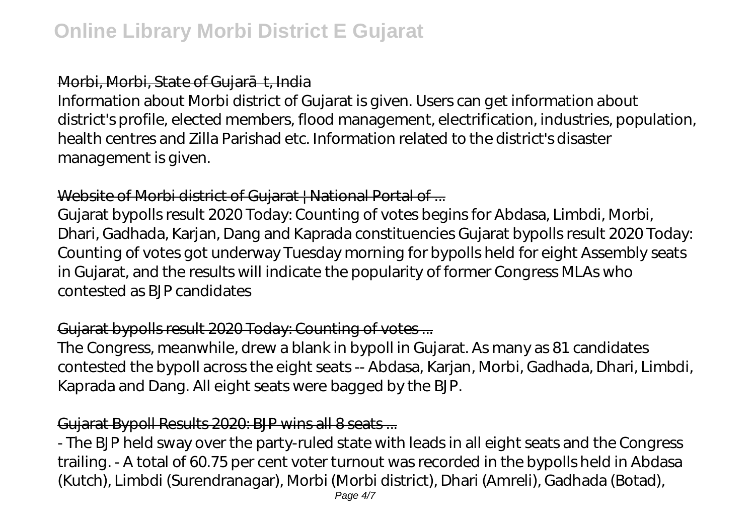## Morbi, Morbi, State of Gujarāt, India

Information about Morbi district of Gujarat is given. Users can get information about district's profile, elected members, flood management, electrification, industries, population, health centres and Zilla Parishad etc. Information related to the district's disaster management is given.

## Website of Morbi district of Gujarat | National Portal of ...

Gujarat bypolls result 2020 Today: Counting of votes begins for Abdasa, Limbdi, Morbi, Dhari, Gadhada, Karjan, Dang and Kaprada constituencies Gujarat bypolls result 2020 Today: Counting of votes got underway Tuesday morning for bypolls held for eight Assembly seats in Gujarat, and the results will indicate the popularity of former Congress MLAs who contested as BJP candidates

## Gujarat bypolls result 2020 Today: Counting of votes ...

The Congress, meanwhile, drew a blank in bypoll in Gujarat. As many as 81 candidates contested the bypoll across the eight seats -- Abdasa, Karjan, Morbi, Gadhada, Dhari, Limbdi, Kaprada and Dang. All eight seats were bagged by the BJP.

## Gujarat Bypoll Results 2020: BJP wins all 8 seats ...

- The BJP held sway over the party-ruled state with leads in all eight seats and the Congress trailing. - A total of 60.75 per cent voter turnout was recorded in the bypolls held in Abdasa (Kutch), Limbdi (Surendranagar), Morbi (Morbi district), Dhari (Amreli), Gadhada (Botad),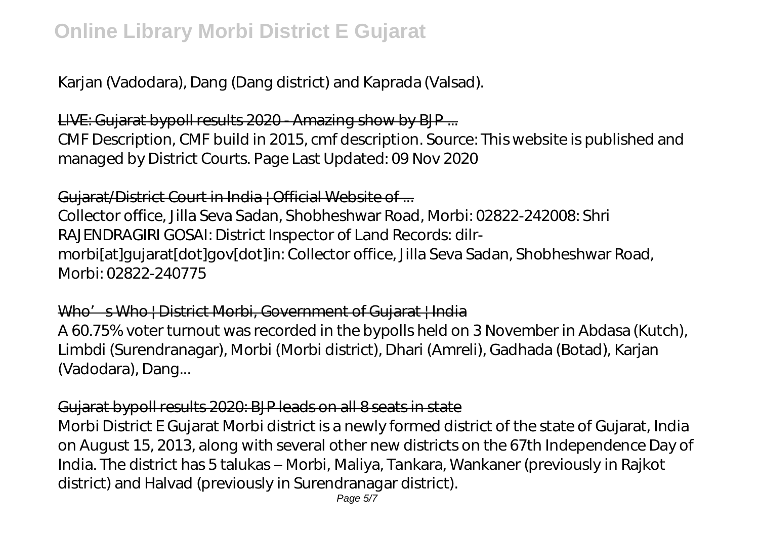Karjan (Vadodara), Dang (Dang district) and Kaprada (Valsad).

LIVE: Gujarat bypoll results 2020 - Amazing show by BJP ...

CMF Description, CMF build in 2015, cmf description. Source: This website is published and managed by District Courts. Page Last Updated: 09 Nov 2020

Gujarat/District Court in India | Official Website of ...

Collector office, Jilla Seva Sadan, Shobheshwar Road, Morbi: 02822-242008: Shri RAJENDRAGIRI GOSAI: District Inspector of Land Records: dilr-morbi[at]gujarat[dot]gov[dot]in: Collector office, Jilla Seva Sadan, Shobheshwar Road, Morbi: 02822-240775

Who's Who | District Morbi, Government of Gujarat | India

A 60.75% voter turnout was recorded in the bypolls held on 3 November in Abdasa (Kutch), Limbdi (Surendranagar), Morbi (Morbi district), Dhari (Amreli), Gadhada (Botad), Karjan (Vadodara), Dang...

Gujarat bypoll results 2020: BJP leads on all 8 seats in state

Morbi District E Gujarat Morbi district is a newly formed district of the state of Gujarat, India on August 15, 2013, along with several other new districts on the 67th Independence Day of India. The district has 5 talukas – Morbi, Maliya, Tankara, Wankaner (previously in Rajkot district) and Halvad (previously in Surendranagar district).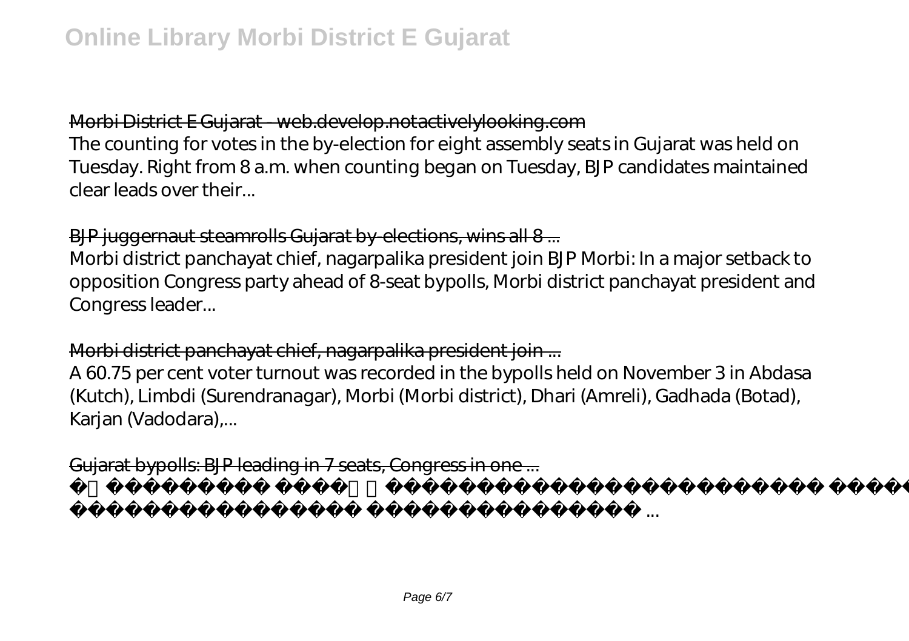# Online Library Morbi District E Gujarat

Morbi District E Gujarat - web.develop.notactivelylooking.com

The counting for votes in the by-election for eight assembly seats in Gujarat was held on Tuesday. Right from 8 a.m. when counting began on Tuesday, BJP candidates maintained clear leads over their...

BJP juggernaut steamrolls Gujarat by-elections, wins all 8 ...

Morbi district panchayat chief, nagarpalika president join BJP Morbi: In a major setback to opposition Congress party ahead of 8-seat bypolls, Morbi district panchayat president and Congress leader...

Morbi district panchayat chief, nagarpalika president join ...

A 60.75 per cent voter turnout was recorded in the bypolls held on November 3 in Abdasa (Kutch), Limbdi (Surendranagar), Morbi (Morbi district), Dhari (Amreli), Gadhada (Botad), Karjan (Vadodara),...

Gujarat bypolls: BJP leading in 7 seats, Congress in one ...

[illegible] ...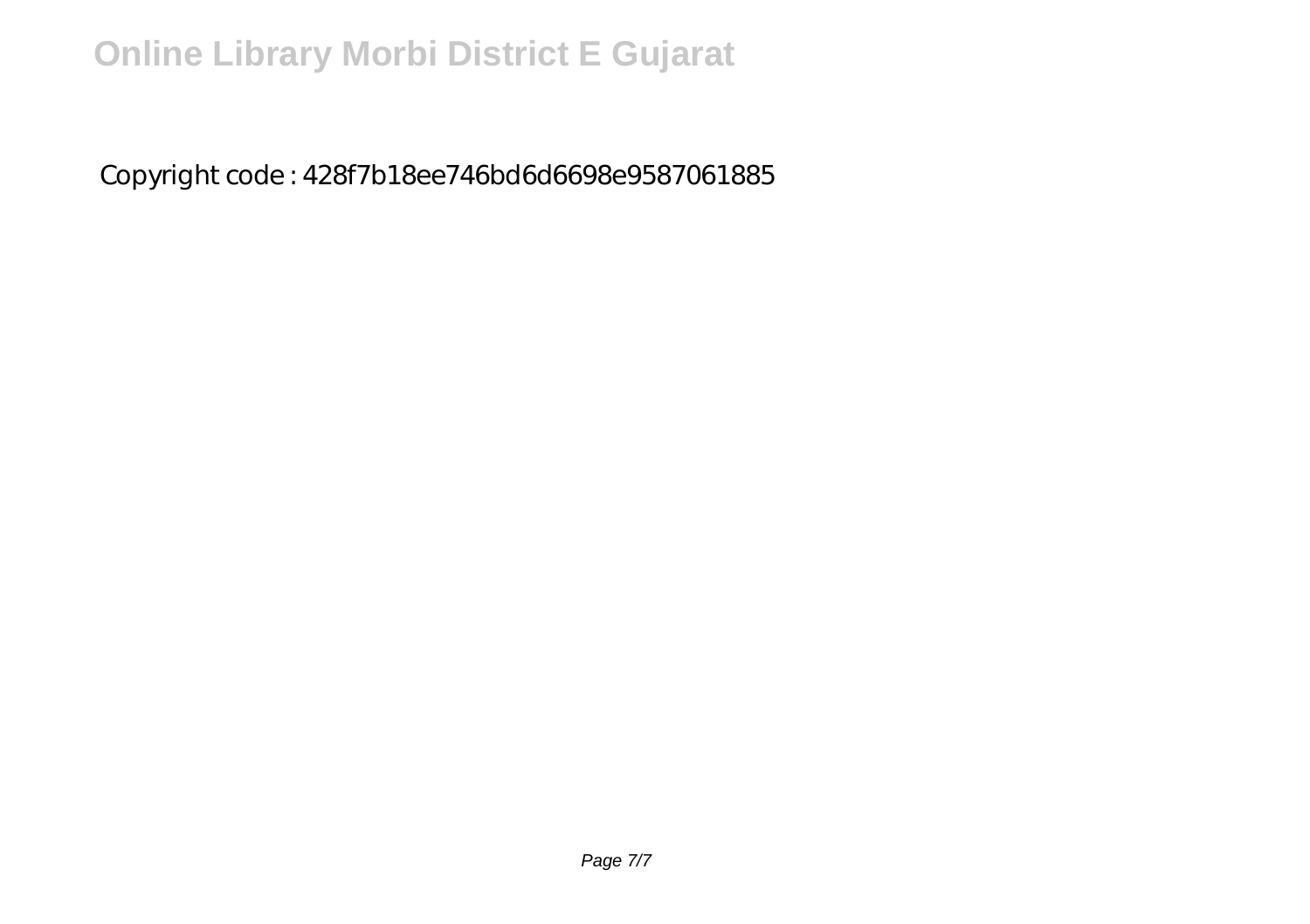Copyright code : 428f7b18ee746bd6d6698e9587061885